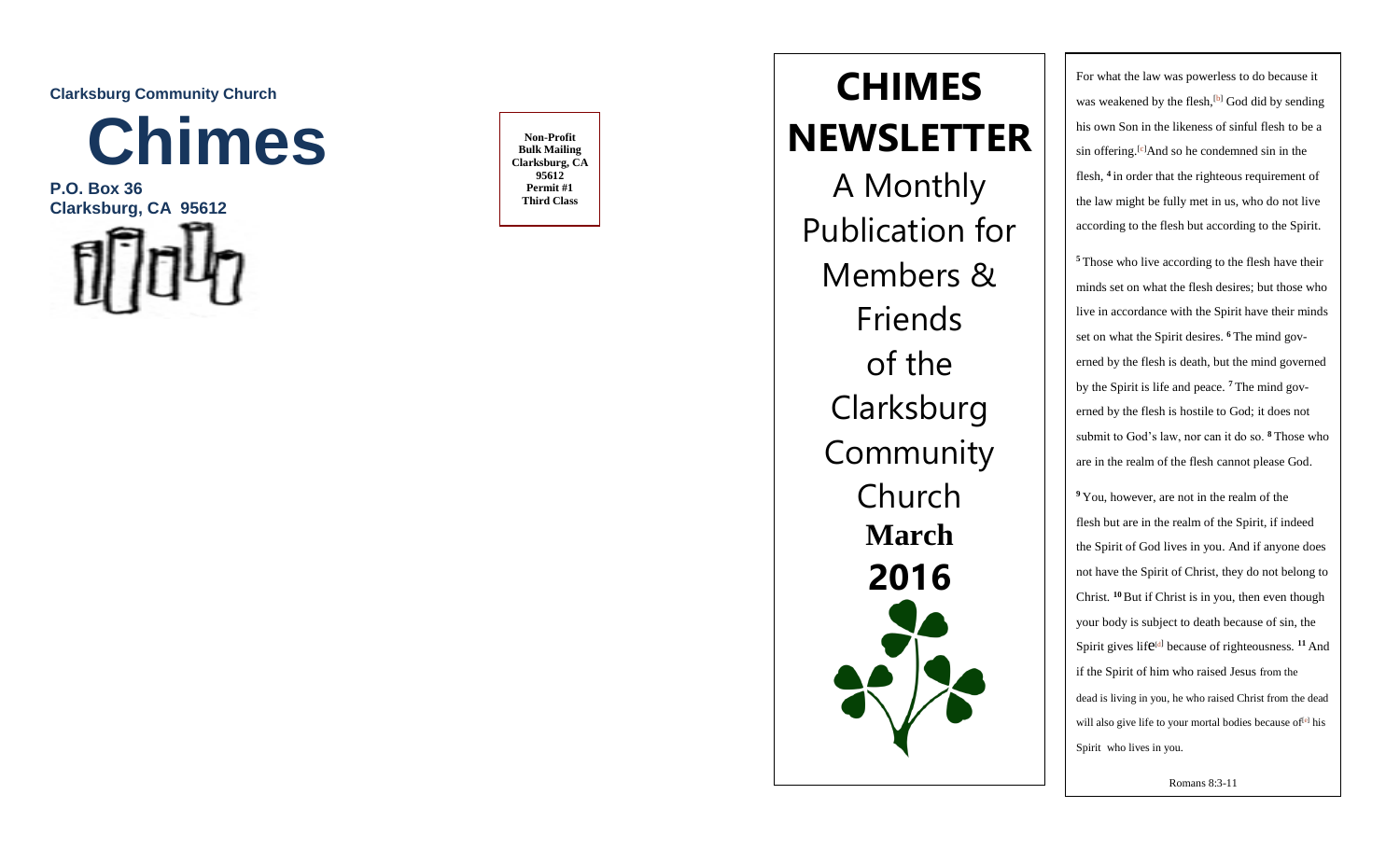**Clarksburg Community Church**

# Chimes

**P.O. Box 36**
**Clarksburg, CA 95612**

**Non-Profit**
**Bulk Mailing**
**Clarksburg, CA**
**95612**
**Permit #1**
**Third Class**

# CHIMES NEWSLETTER

A Monthly Publication for Members & Friends of the Clarksburg Community Church

**March**

**2016**

For what the law was powerless to do because it was weakened by the flesh,[b] God did by sending his own Son in the likeness of sinful flesh to be a sin offering.[c] And so he condemned sin in the flesh, [4] in order that the righteous requirement of the law might be fully met in us, who do not live according to the flesh but according to the Spirit.

[5] Those who live according to the flesh have their minds set on what the flesh desires; but those who live in accordance with the Spirit have their minds set on what the Spirit desires. [6] The mind governed by the flesh is death, but the mind governed by the Spirit is life and peace. [7] The mind governed by the flesh is hostile to God; it does not submit to God's law, nor can it do so. [8] Those who are in the realm of the flesh cannot please God.

[9] You, however, are not in the realm of the flesh but are in the realm of the Spirit, if indeed the Spirit of God lives in you. And if anyone does not have the Spirit of Christ, they do not belong to Christ. [10] But if Christ is in you, then even though your body is subject to death because of sin, the Spirit gives life[d] because of righteousness. [11] And if the Spirit of him who raised Jesus from the dead is living in you, he who raised Christ from the dead will also give life to your mortal bodies because of[e] his Spirit who lives in you.

Romans 8:3-11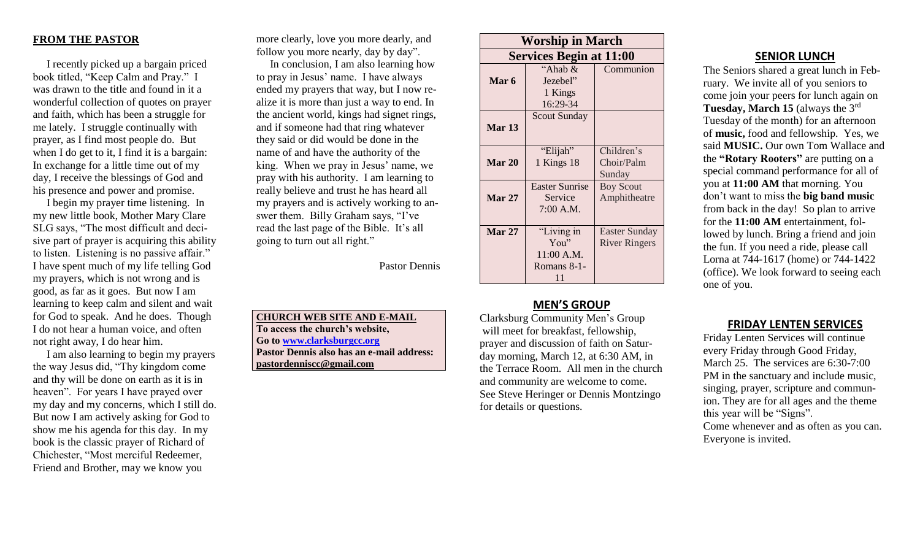## FROM THE PASTOR

I recently picked up a bargain priced book titled, "Keep Calm and Pray." I was drawn to the title and found in it a wonderful collection of quotes on prayer and faith, which has been a struggle for me lately. I struggle continually with prayer, as I find most people do. But when I do get to it, I find it is a bargain: In exchange for a little time out of my day, I receive the blessings of God and his presence and power and promise.

I begin my prayer time listening. In my new little book, Mother Mary Clare SLG says, "The most difficult and decisive part of prayer is acquiring this ability to listen. Listening is no passive affair." I have spent much of my life telling God my prayers, which is not wrong and is good, as far as it goes. But now I am learning to keep calm and silent and wait for God to speak. And he does. Though I do not hear a human voice, and often not right away, I do hear him.

I am also learning to begin my prayers the way Jesus did, "Thy kingdom come and thy will be done on earth as it is in heaven". For years I have prayed over my day and my concerns, which I still do. But now I am actively asking for God to show me his agenda for this day. In my book is the classic prayer of Richard of Chichester, "Most merciful Redeemer, Friend and Brother, may we know you more clearly, love you more dearly, and follow you more nearly, day by day".

In conclusion, I am also learning how to pray in Jesus' name. I have always ended my prayers that way, but I now realize it is more than just a way to end. In the ancient world, kings had signet rings, and if someone had that ring whatever they said or did would be done in the name of and have the authority of the king. When we pray in Jesus' name, we pray with his authority. I am learning to really believe and trust he has heard all my prayers and is actively working to answer them. Billy Graham says, "I've read the last page of the Bible. It's all going to turn out all right."

Pastor Dennis

**CHURCH WEB SITE AND E-MAIL**
**To access the church's website,**
**Go to www.clarksburgcc.org**
**Pastor Dennis also has an e-mail address:**
**pastordenniscc@gmail.com**

| **Worship in March** | | |
|---|---|---|
| **Services Begin at 11:00** | | |
| **Mar 6** | "Ahab & Jezebel" 1 Kings 16:29-34 | Communion |
| **Mar 13** | Scout Sunday | |
| **Mar 20** | "Elijah" 1 Kings 18 | Children's Choir/Palm Sunday |
| **Mar 27** | Easter Sunrise Service 7:00 A.M. | Boy Scout Amphitheatre |
| **Mar 27** | "Living in You" 11:00 A.M. Romans 8-1-11 | Easter Sunday River Ringers |

## MEN'S GROUP

Clarksburg Community Men's Group will meet for breakfast, fellowship, prayer and discussion of faith on Saturday morning, March 12, at 6:30 AM, in the Terrace Room. All men in the church and community are welcome to come. See Steve Heringer or Dennis Montzingo for details or questions.

## SENIOR LUNCH

The Seniors shared a great lunch in February. We invite all of you seniors to come join your peers for lunch again on **Tuesday, March 15** (always the 3rd Tuesday of the month) for an afternoon of **music,** food and fellowship. Yes, we said **MUSIC.** Our own Tom Wallace and the **"Rotary Rooters"** are putting on a special command performance for all of you at **11:00 AM** that morning. You don't want to miss the **big band music** from back in the day! So plan to arrive for the **11:00 AM** entertainment, followed by lunch. Bring a friend and join the fun. If you need a ride, please call Lorna at 744-1617 (home) or 744-1422 (office). We look forward to seeing each one of you.

## FRIDAY LENTEN SERVICES

Friday Lenten Services will continue every Friday through Good Friday, March 25. The services are 6:30-7:00 PM in the sanctuary and include music, singing, prayer, scripture and communion. They are for all ages and the theme this year will be "Signs".
Come whenever and as often as you can. Everyone is invited.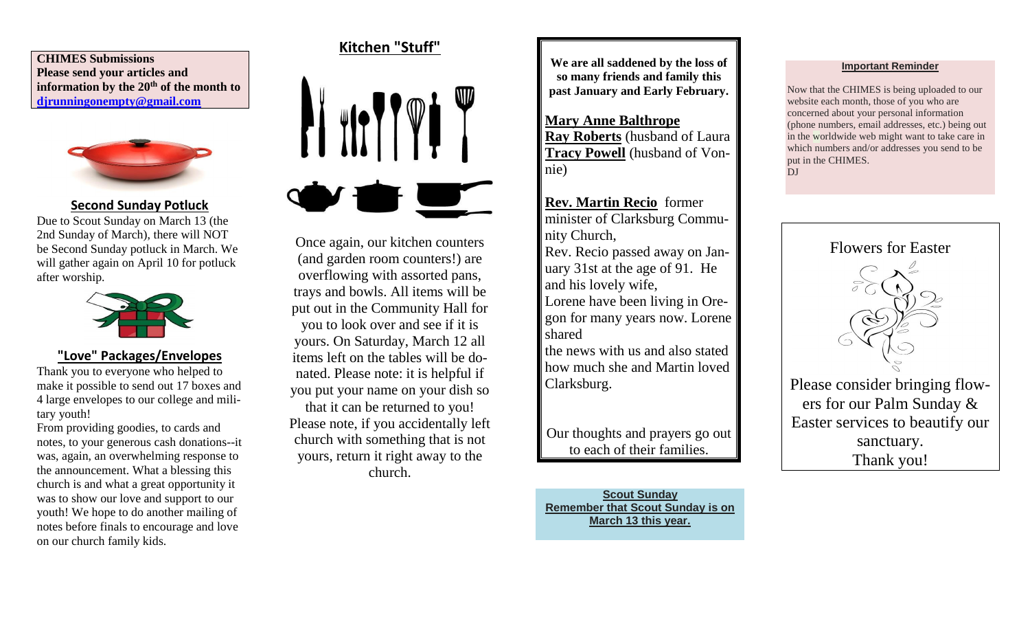**CHIMES Submissions**
**Please send your articles and information by the 20th of the month to [djrunningonempty@gmail.com](mailto:djrunningonempty@gmail.com)**

## Second Sunday Potluck

Due to Scout Sunday on March 13 (the 2nd Sunday of March), there will NOT be Second Sunday potluck in March. We will gather again on April 10 for potluck after worship.

## "Love" Packages/Envelopes

Thank you to everyone who helped to make it possible to send out 17 boxes and 4 large envelopes to our college and military youth!

From providing goodies, to cards and notes, to your generous cash donations--it was, again, an overwhelming response to the announcement. What a blessing this church is and what a great opportunity it was to show our love and support to our youth! We hope to do another mailing of notes before finals to encourage and love on our church family kids.

## Kitchen "Stuff"

Once again, our kitchen counters (and garden room counters!) are overflowing with assorted pans, trays and bowls. All items will be put out in the Community Hall for you to look over and see if it is yours. On Saturday, March 12 all items left on the tables will be donated. Please note: it is helpful if you put your name on your dish so that it can be returned to you! Please note, if you accidentally left church with something that is not yours, return it right away to the church.

**We are all saddened by the loss of so many friends and family this past January and Early February.**

**Mary Anne Balthrope**
**Ray Roberts** (husband of Laura
**Tracy Powell** (husband of Vonnie)

**Rev. Martin Recio** former minister of Clarksburg Community Church,
Rev. Recio passed away on January 31st at the age of 91. He and his lovely wife,
Lorene have been living in Oregon for many years now. Lorene shared
the news with us and also stated how much she and Martin loved Clarksburg.

Our thoughts and prayers go out to each of their families.

**Scout Sunday**
**Remember that Scout Sunday is on March 13 this year.**

**Important Reminder**

Now that the CHIMES is being uploaded to our website each month, those of you who are concerned about your personal information (phone numbers, email addresses, etc.) being out in the worldwide web might want to take care in which numbers and/or addresses you send to be put in the CHIMES.
DJ

## Flowers for Easter

Please consider bringing flowers for our Palm Sunday & Easter services to beautify our sanctuary.
Thank you!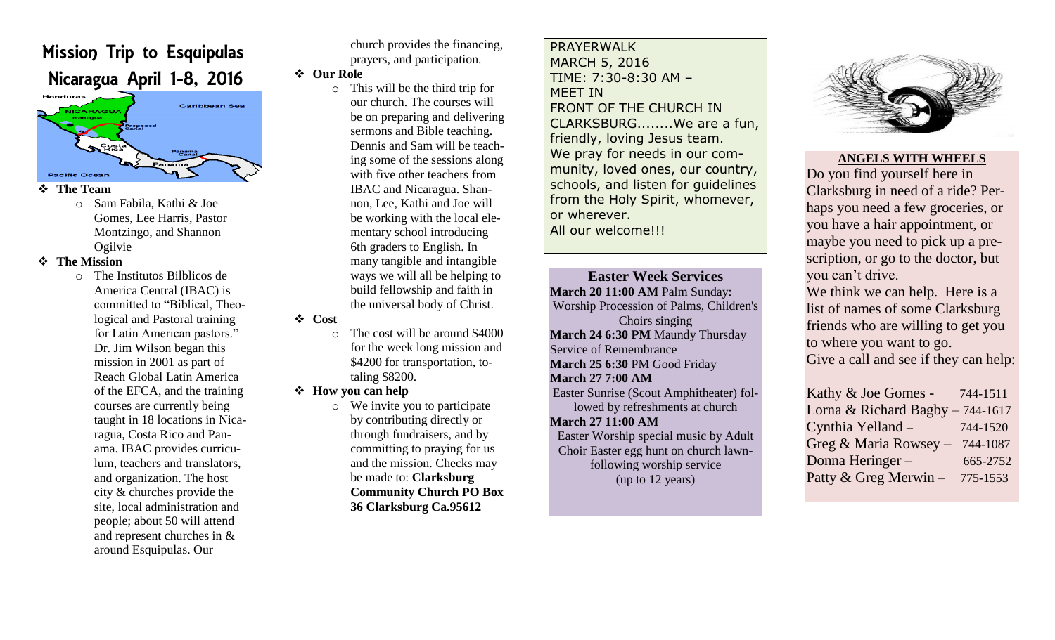# Mission Trip to Esquipulas Nicaragua April 1-8, 2016

Honduras
NICARAGUA
Managua
Caribbean Sea
Proposed Canal
Costa Rica
Panama Canal
Panama
Pacific Ocean

- **The Team**
  - Sam Fabila, Kathi & Joe Gomes, Lee Harris, Pastor Montzingo, and Shannon Ogilvie
- **The Mission**
  - The Institutos Bilblicos de America Central (IBAC) is committed to "Biblical, Theological and Pastoral training for Latin American pastors." Dr. Jim Wilson began this mission in 2001 as part of Reach Global Latin America of the EFCA, and the training courses are currently being taught in 18 locations in Nicaragua, Costa Rico and Panama. IBAC provides curriculum, teachers and translators, and organization. The host city & churches provide the site, local administration and people; about 50 will attend and represent churches in & around Esquipulas. Our church provides the financing, prayers, and participation.
- **Our Role**
  - This will be the third trip for our church. The courses will be on preparing and delivering sermons and Bible teaching. Dennis and Sam will be teaching some of the sessions along with five other teachers from IBAC and Nicaragua. Shannon, Lee, Kathi and Joe will be working with the local elementary school introducing 6th graders to English. In many tangible and intangible ways we will all be helping to build fellowship and faith in the universal body of Christ.
- **Cost**
  - The cost will be around $4000 for the week long mission and $4200 for transportation, totaling $8200.
- **How you can help**
  - We invite you to participate by contributing directly or through fundraisers, and by committing to praying for us and the mission. Checks may be made to: **Clarksburg Community Church PO Box 36 Clarksburg Ca.95612**

PRAYERWALK
MARCH 5, 2016
TIME: 7:30-8:30 AM –
MEET IN
FRONT OF THE CHURCH IN CLARKSBURG........We are a fun, friendly, loving Jesus team.
We pray for needs in our community, loved ones, our country, schools, and listen for guidelines from the Holy Spirit, whomever, or wherever.
All our welcome!!!

## Easter Week Services

**March 20 11:00 AM** Palm Sunday: Worship Procession of Palms, Children's Choirs singing

**March 24 6:30 PM** Maundy Thursday Service of Remembrance

**March 25 6:30** PM Good Friday

**March 27 7:00 AM**
Easter Sunrise (Scout Amphitheater) followed by refreshments at church

**March 27 11:00 AM**
Easter Worship special music by Adult Choir Easter egg hunt on church lawn-following worship service (up to 12 years)

## ANGELS WITH WHEELS

Do you find yourself here in Clarksburg in need of a ride? Perhaps you need a few groceries, or you have a hair appointment, or maybe you need to pick up a prescription, or go to the doctor, but you can't drive.
We think we can help. Here is a list of names of some Clarksburg friends who are willing to get you to where you want to go.
Give a call and see if they can help:

| | |
|---|---|
| Kathy & Joe Gomes - | 744-1511 |
| Lorna & Richard Bagby – | 744-1617 |
| Cynthia Yelland – | 744-1520 |
| Greg & Maria Rowsey – | 744-1087 |
| Donna Heringer – | 665-2752 |
| Patty & Greg Merwin – | 775-1553 |